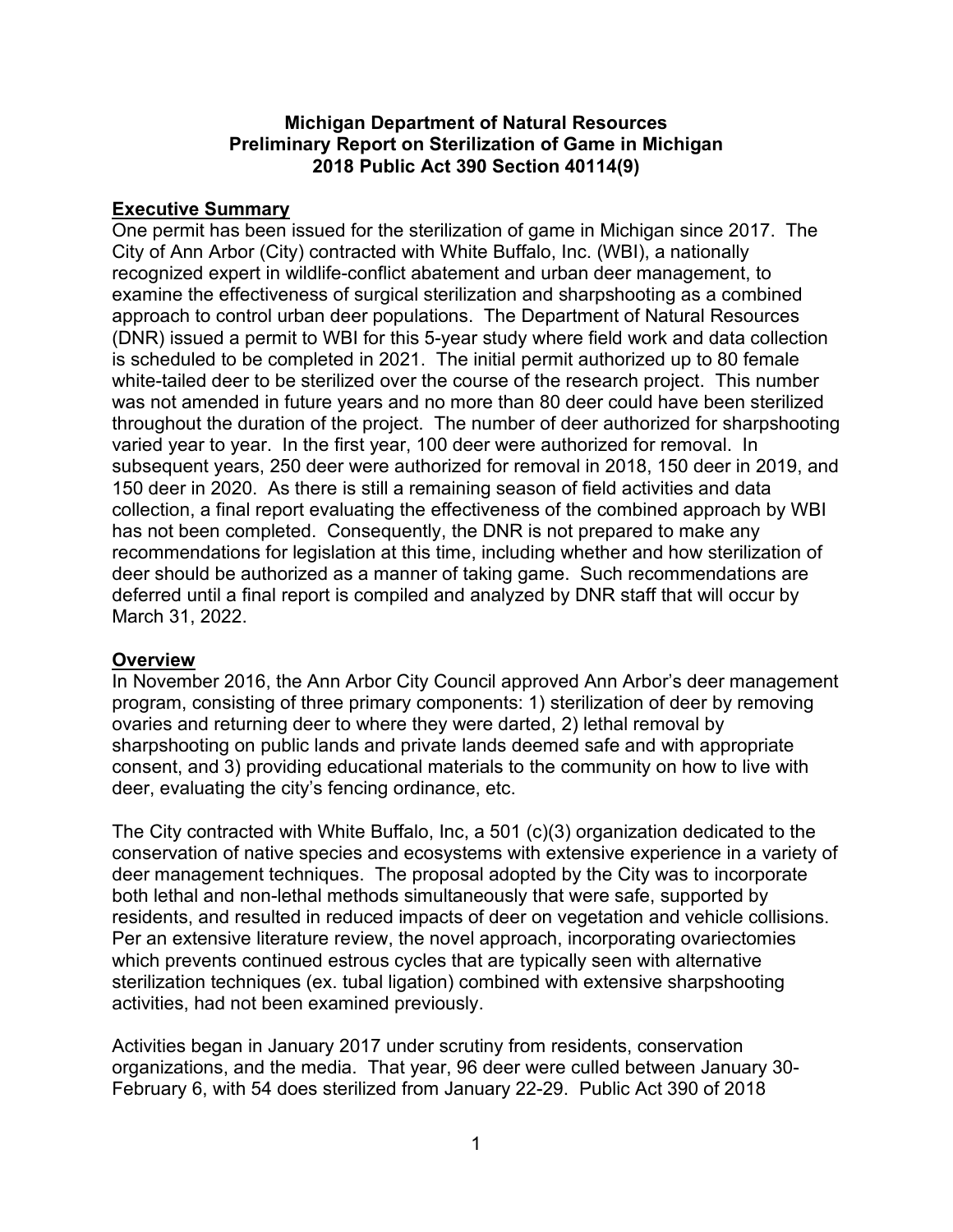**Michigan Department of Natural Resources**
**Preliminary Report on Sterilization of Game in Michigan**
**2018 Public Act 390 Section 40114(9)**

## Executive Summary

One permit has been issued for the sterilization of game in Michigan since 2017. The City of Ann Arbor (City) contracted with White Buffalo, Inc. (WBI), a nationally recognized expert in wildlife-conflict abatement and urban deer management, to examine the effectiveness of surgical sterilization and sharpshooting as a combined approach to control urban deer populations. The Department of Natural Resources (DNR) issued a permit to WBI for this 5-year study where field work and data collection is scheduled to be completed in 2021. The initial permit authorized up to 80 female white-tailed deer to be sterilized over the course of the research project. This number was not amended in future years and no more than 80 deer could have been sterilized throughout the duration of the project. The number of deer authorized for sharpshooting varied year to year. In the first year, 100 deer were authorized for removal. In subsequent years, 250 deer were authorized for removal in 2018, 150 deer in 2019, and 150 deer in 2020. As there is still a remaining season of field activities and data collection, a final report evaluating the effectiveness of the combined approach by WBI has not been completed. Consequently, the DNR is not prepared to make any recommendations for legislation at this time, including whether and how sterilization of deer should be authorized as a manner of taking game. Such recommendations are deferred until a final report is compiled and analyzed by DNR staff that will occur by March 31, 2022.

## Overview

In November 2016, the Ann Arbor City Council approved Ann Arbor's deer management program, consisting of three primary components: 1) sterilization of deer by removing ovaries and returning deer to where they were darted, 2) lethal removal by sharpshooting on public lands and private lands deemed safe and with appropriate consent, and 3) providing educational materials to the community on how to live with deer, evaluating the city's fencing ordinance, etc.

The City contracted with White Buffalo, Inc, a 501 (c)(3) organization dedicated to the conservation of native species and ecosystems with extensive experience in a variety of deer management techniques. The proposal adopted by the City was to incorporate both lethal and non-lethal methods simultaneously that were safe, supported by residents, and resulted in reduced impacts of deer on vegetation and vehicle collisions. Per an extensive literature review, the novel approach, incorporating ovariectomies which prevents continued estrous cycles that are typically seen with alternative sterilization techniques (ex. tubal ligation) combined with extensive sharpshooting activities, had not been examined previously.

Activities began in January 2017 under scrutiny from residents, conservation organizations, and the media. That year, 96 deer were culled between January 30-February 6, with 54 does sterilized from January 22-29. Public Act 390 of 2018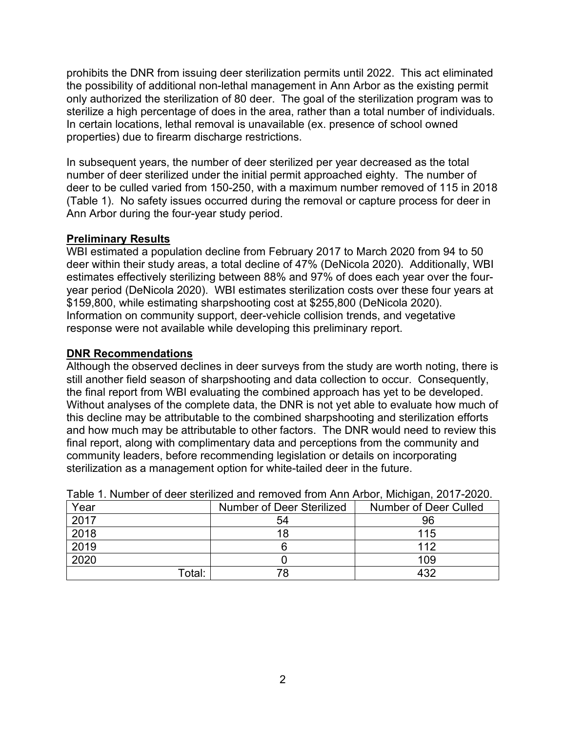prohibits the DNR from issuing deer sterilization permits until 2022. This act eliminated the possibility of additional non-lethal management in Ann Arbor as the existing permit only authorized the sterilization of 80 deer. The goal of the sterilization program was to sterilize a high percentage of does in the area, rather than a total number of individuals. In certain locations, lethal removal is unavailable (ex. presence of school owned properties) due to firearm discharge restrictions.

In subsequent years, the number of deer sterilized per year decreased as the total number of deer sterilized under the initial permit approached eighty. The number of deer to be culled varied from 150-250, with a maximum number removed of 115 in 2018 (Table 1). No safety issues occurred during the removal or capture process for deer in Ann Arbor during the four-year study period.

## Preliminary Results

WBI estimated a population decline from February 2017 to March 2020 from 94 to 50 deer within their study areas, a total decline of 47% (DeNicola 2020). Additionally, WBI estimates effectively sterilizing between 88% and 97% of does each year over the four-year period (DeNicola 2020). WBI estimates sterilization costs over these four years at $159,800, while estimating sharpshooting cost at $255,800 (DeNicola 2020). Information on community support, deer-vehicle collision trends, and vegetative response were not available while developing this preliminary report.

## DNR Recommendations

Although the observed declines in deer surveys from the study are worth noting, there is still another field season of sharpshooting and data collection to occur. Consequently, the final report from WBI evaluating the combined approach has yet to be developed. Without analyses of the complete data, the DNR is not yet able to evaluate how much of this decline may be attributable to the combined sharpshooting and sterilization efforts and how much may be attributable to other factors. The DNR would need to review this final report, along with complimentary data and perceptions from the community and community leaders, before recommending legislation or details on incorporating sterilization as a management option for white-tailed deer in the future.

Table 1. Number of deer sterilized and removed from Ann Arbor, Michigan, 2017-2020.

| Year | Number of Deer Sterilized | Number of Deer Culled |
|---|---|---|
| 2017 | 54 | 96 |
| 2018 | 18 | 115 |
| 2019 | 6 | 112 |
| 2020 | 0 | 109 |
| Total: | 78 | 432 |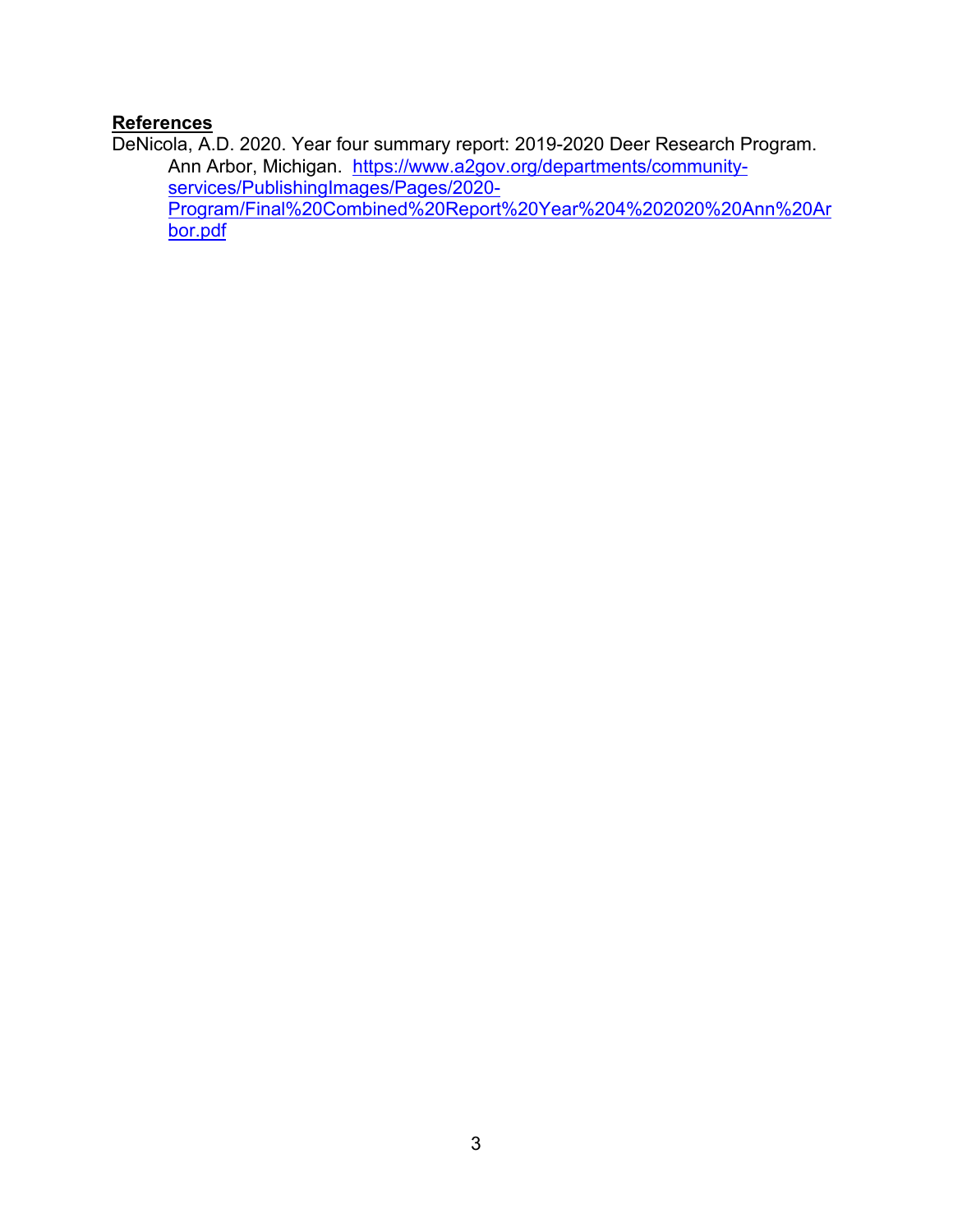**References**

DeNicola, A.D. 2020. Year four summary report: 2019-2020 Deer Research Program. Ann Arbor, Michigan. https://www.a2gov.org/departments/community-services/PublishingImages/Pages/2020-Program/Final%20Combined%20Report%20Year%204%202020%20Ann%20Arbor.pdf